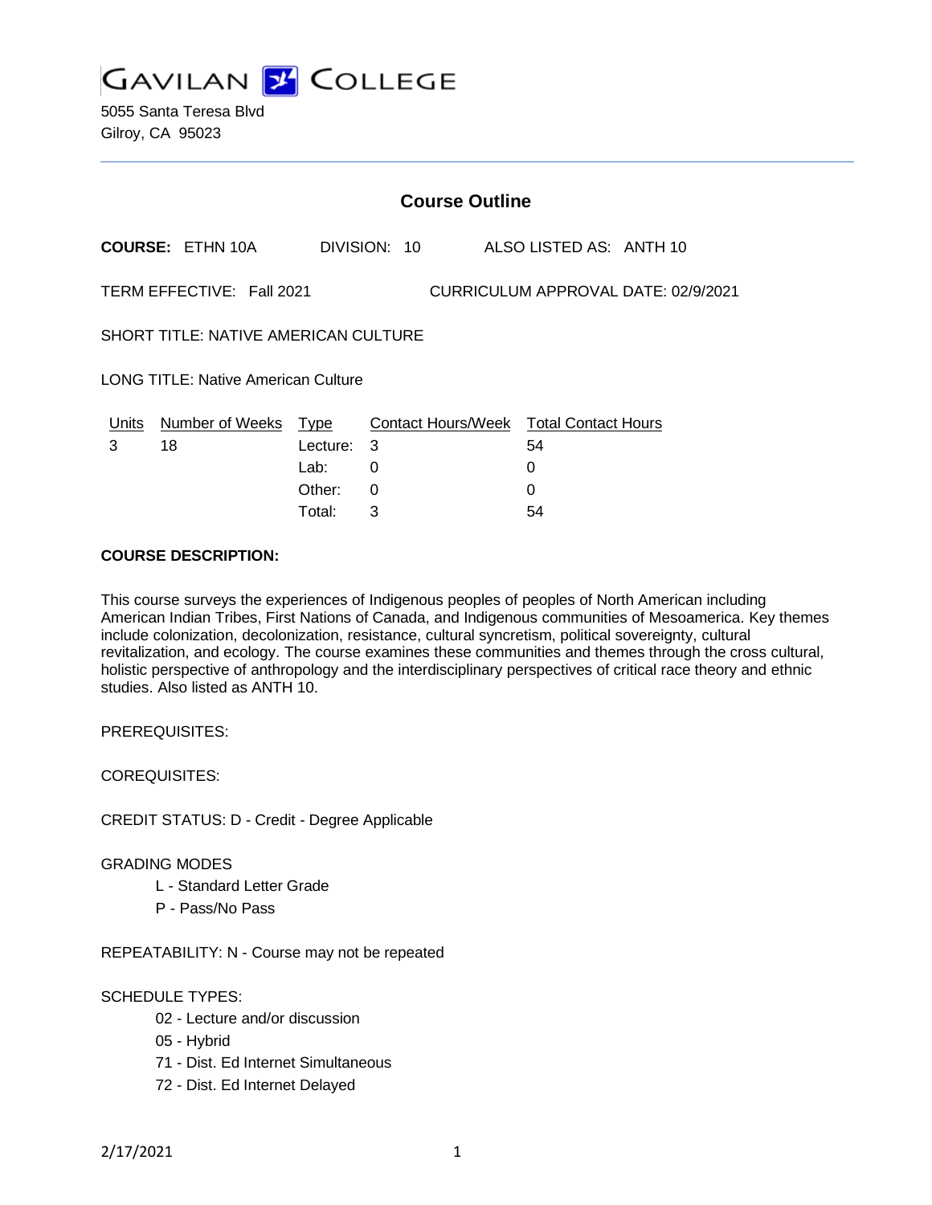# GAVILAN COLLEGE

5055 Santa Teresa Blvd
Gilroy, CA 95023

## Course Outline

**COURSE:** ETHN 10A DIVISION: 10 ALSO LISTED AS: ANTH 10

TERM EFFECTIVE: Fall 2021 CURRICULUM APPROVAL DATE: 02/9/2021

SHORT TITLE: NATIVE AMERICAN CULTURE

LONG TITLE: Native American Culture

| Units | Number of Weeks | Type | Contact Hours/Week | Total Contact Hours |
|---|---|---|---|---|
| 3 | 18 | Lecture: | 3 | 54 |
| | | Lab: | 0 | 0 |
| | | Other: | 0 | 0 |
| | | Total: | 3 | 54 |

**COURSE DESCRIPTION:**

This course surveys the experiences of Indigenous peoples of peoples of North American including American Indian Tribes, First Nations of Canada, and Indigenous communities of Mesoamerica. Key themes include colonization, decolonization, resistance, cultural syncretism, political sovereignty, cultural revitalization, and ecology. The course examines these communities and themes through the cross cultural, holistic perspective of anthropology and the interdisciplinary perspectives of critical race theory and ethnic studies. Also listed as ANTH 10.

PREREQUISITES:

COREQUISITES:

CREDIT STATUS: D - Credit - Degree Applicable

GRADING MODES

- L - Standard Letter Grade
- P - Pass/No Pass

REPEATABILITY: N - Course may not be repeated

SCHEDULE TYPES:

- 02 - Lecture and/or discussion
- 05 - Hybrid
- 71 - Dist. Ed Internet Simultaneous
- 72 - Dist. Ed Internet Delayed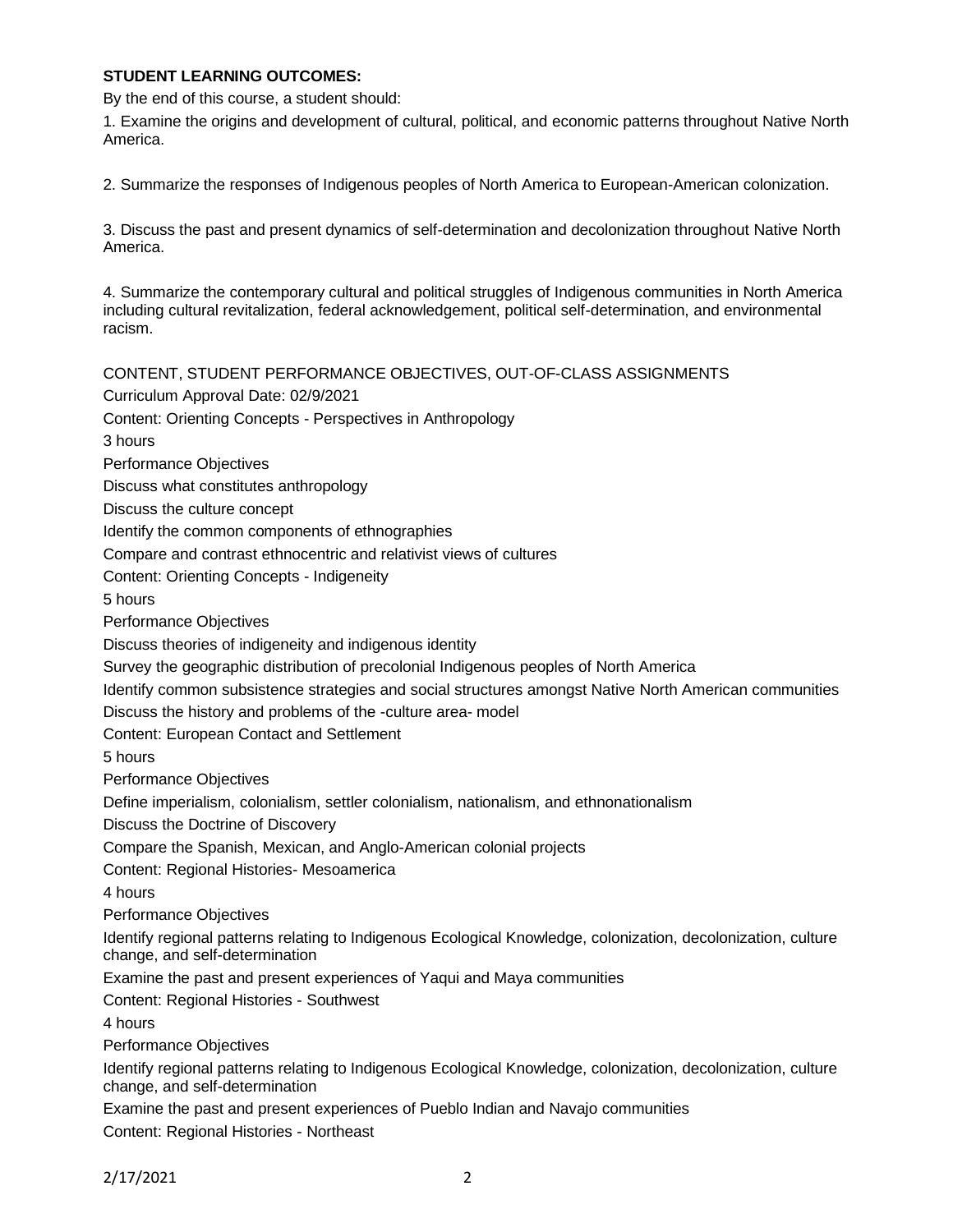**STUDENT LEARNING OUTCOMES:**

By the end of this course, a student should:

1. Examine the origins and development of cultural, political, and economic patterns throughout Native North America.

2. Summarize the responses of Indigenous peoples of North America to European-American colonization.

3. Discuss the past and present dynamics of self-determination and decolonization throughout Native North America.

4. Summarize the contemporary cultural and political struggles of Indigenous communities in North America including cultural revitalization, federal acknowledgement, political self-determination, and environmental racism.

CONTENT, STUDENT PERFORMANCE OBJECTIVES, OUT-OF-CLASS ASSIGNMENTS

Curriculum Approval Date: 02/9/2021

Content: Orienting Concepts - Perspectives in Anthropology

3 hours

Performance Objectives

Discuss what constitutes anthropology

Discuss the culture concept

Identify the common components of ethnographies

Compare and contrast ethnocentric and relativist views of cultures

Content: Orienting Concepts - Indigeneity

5 hours

Performance Objectives

Discuss theories of indigeneity and indigenous identity

Survey the geographic distribution of precolonial Indigenous peoples of North America

Identify common subsistence strategies and social structures amongst Native North American communities

Discuss the history and problems of the -culture area- model

Content: European Contact and Settlement

5 hours

Performance Objectives

Define imperialism, colonialism, settler colonialism, nationalism, and ethnonationalism

Discuss the Doctrine of Discovery

Compare the Spanish, Mexican, and Anglo-American colonial projects

Content: Regional Histories- Mesoamerica

4 hours

Performance Objectives

Identify regional patterns relating to Indigenous Ecological Knowledge, colonization, decolonization, culture change, and self-determination

Examine the past and present experiences of Yaqui and Maya communities

Content: Regional Histories - Southwest

4 hours

Performance Objectives

Identify regional patterns relating to Indigenous Ecological Knowledge, colonization, decolonization, culture change, and self-determination

Examine the past and present experiences of Pueblo Indian and Navajo communities

Content: Regional Histories - Northeast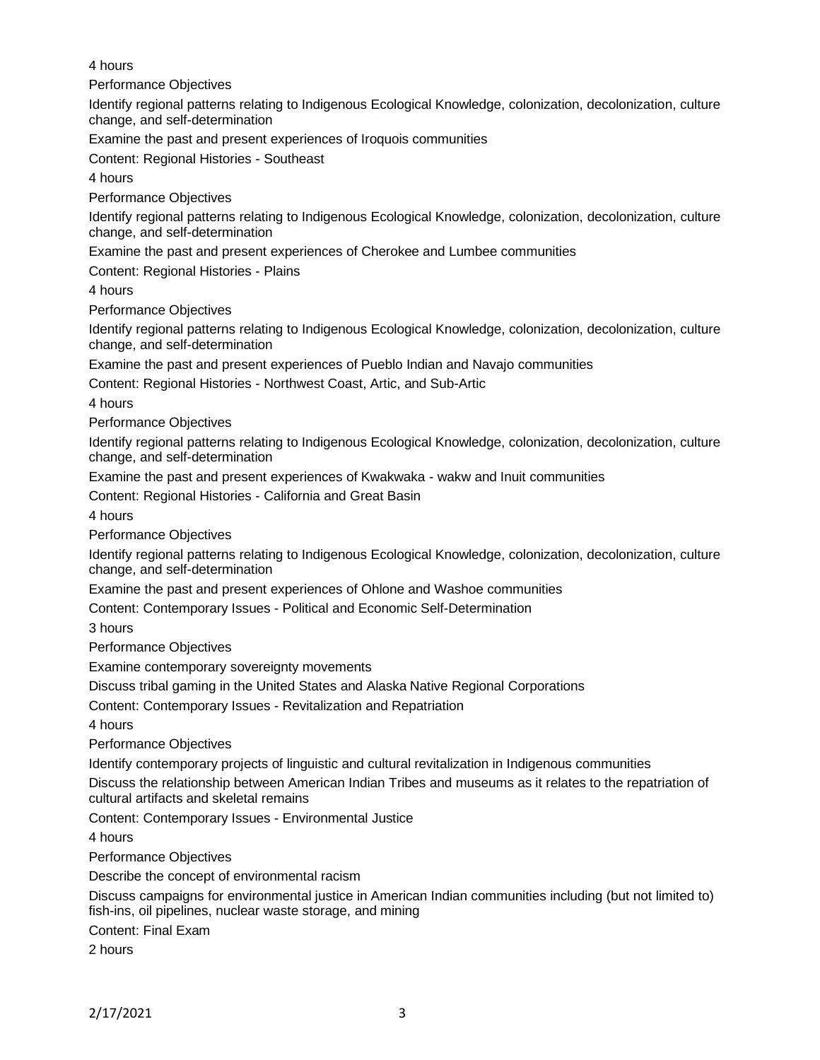4 hours

Performance Objectives

Identify regional patterns relating to Indigenous Ecological Knowledge, colonization, decolonization, culture change, and self-determination

Examine the past and present experiences of Iroquois communities

Content: Regional Histories - Southeast

4 hours

Performance Objectives

Identify regional patterns relating to Indigenous Ecological Knowledge, colonization, decolonization, culture change, and self-determination

Examine the past and present experiences of Cherokee and Lumbee communities

Content: Regional Histories - Plains

4 hours

Performance Objectives

Identify regional patterns relating to Indigenous Ecological Knowledge, colonization, decolonization, culture change, and self-determination

Examine the past and present experiences of Pueblo Indian and Navajo communities

Content: Regional Histories - Northwest Coast, Artic, and Sub-Artic

4 hours

Performance Objectives

Identify regional patterns relating to Indigenous Ecological Knowledge, colonization, decolonization, culture change, and self-determination

Examine the past and present experiences of Kwakwaka - wakw and Inuit communities

Content: Regional Histories - California and Great Basin

4 hours

Performance Objectives

Identify regional patterns relating to Indigenous Ecological Knowledge, colonization, decolonization, culture change, and self-determination

Examine the past and present experiences of Ohlone and Washoe communities

Content: Contemporary Issues - Political and Economic Self-Determination

3 hours

Performance Objectives

Examine contemporary sovereignty movements

Discuss tribal gaming in the United States and Alaska Native Regional Corporations

Content: Contemporary Issues - Revitalization and Repatriation

4 hours

Performance Objectives

Identify contemporary projects of linguistic and cultural revitalization in Indigenous communities

Discuss the relationship between American Indian Tribes and museums as it relates to the repatriation of cultural artifacts and skeletal remains

Content: Contemporary Issues - Environmental Justice

4 hours

Performance Objectives

Describe the concept of environmental racism

Discuss campaigns for environmental justice in American Indian communities including (but not limited to) fish-ins, oil pipelines, nuclear waste storage, and mining

Content: Final Exam

2 hours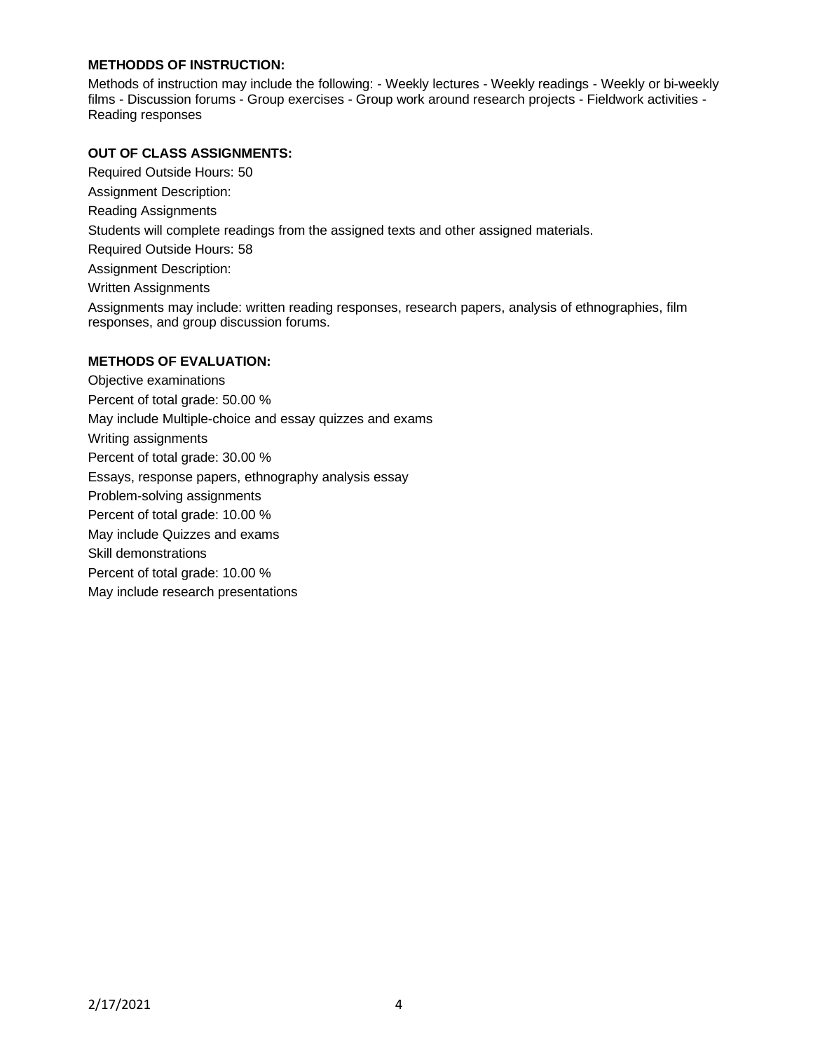**METHODDS OF INSTRUCTION:**

Methods of instruction may include the following: - Weekly lectures - Weekly readings - Weekly or bi-weekly films - Discussion forums - Group exercises - Group work around research projects - Fieldwork activities - Reading responses

**OUT OF CLASS ASSIGNMENTS:**

Required Outside Hours: 50

Assignment Description:

Reading Assignments

Students will complete readings from the assigned texts and other assigned materials.

Required Outside Hours: 58

Assignment Description:

Written Assignments

Assignments may include: written reading responses, research papers, analysis of ethnographies, film responses, and group discussion forums.

**METHODS OF EVALUATION:**

Objective examinations

Percent of total grade: 50.00 %

May include Multiple-choice and essay quizzes and exams

Writing assignments

Percent of total grade: 30.00 %

Essays, response papers, ethnography analysis essay

Problem-solving assignments

Percent of total grade: 10.00 %

May include Quizzes and exams

Skill demonstrations

Percent of total grade: 10.00 %

May include research presentations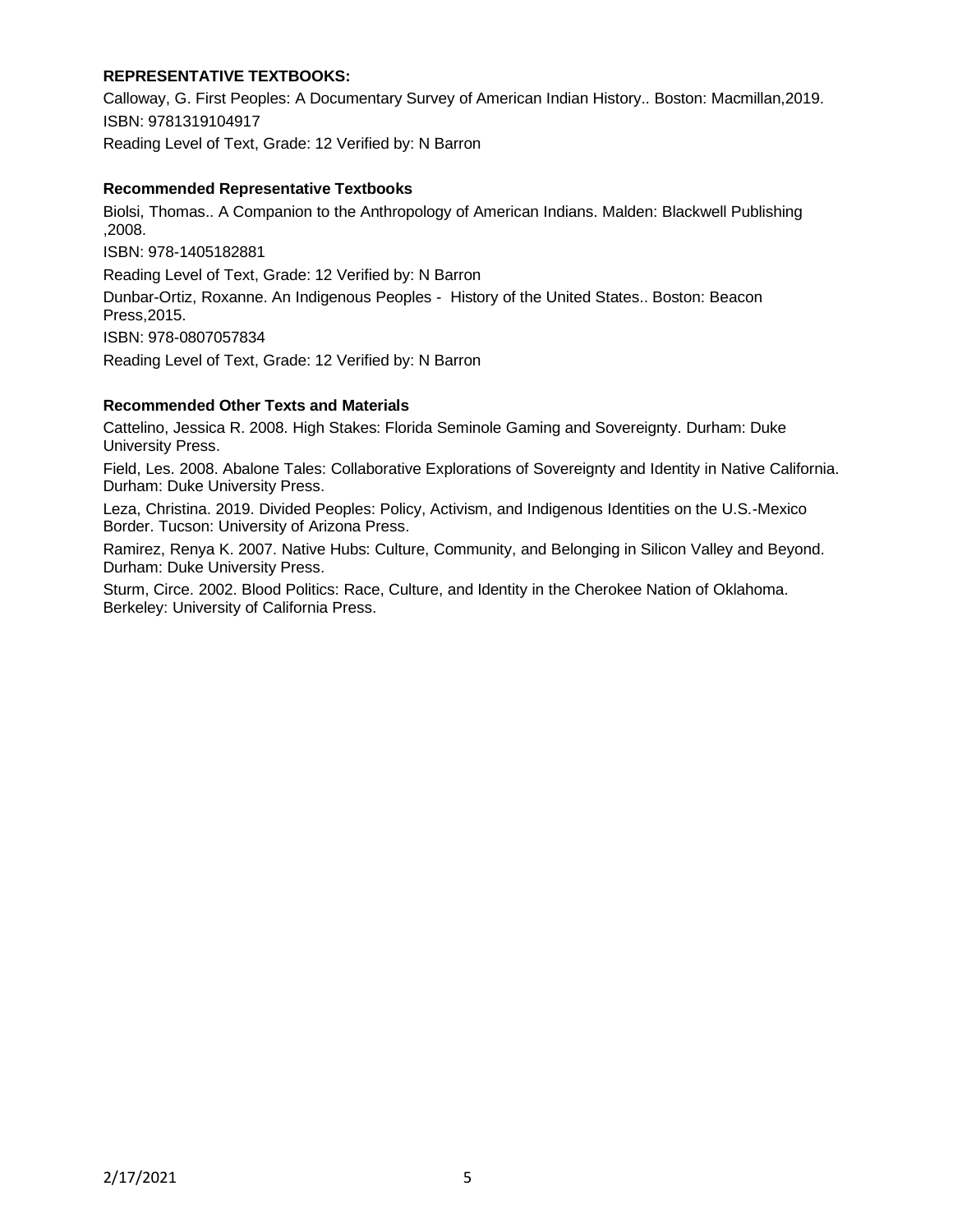**REPRESENTATIVE TEXTBOOKS:**

Calloway, G. First Peoples: A Documentary Survey of American Indian History.. Boston: Macmillan,2019.
ISBN: 9781319104917
Reading Level of Text, Grade: 12 Verified by: N Barron

**Recommended Representative Textbooks**

Biolsi, Thomas.. A Companion to the Anthropology of American Indians. Malden: Blackwell Publishing ,2008.
ISBN: 978-1405182881
Reading Level of Text, Grade: 12 Verified by: N Barron

Dunbar-Ortiz, Roxanne. An Indigenous Peoples - History of the United States.. Boston: Beacon Press,2015.
ISBN: 978-0807057834
Reading Level of Text, Grade: 12 Verified by: N Barron

**Recommended Other Texts and Materials**

Cattelino, Jessica R. 2008. High Stakes: Florida Seminole Gaming and Sovereignty. Durham: Duke University Press.

Field, Les. 2008. Abalone Tales: Collaborative Explorations of Sovereignty and Identity in Native California. Durham: Duke University Press.

Leza, Christina. 2019. Divided Peoples: Policy, Activism, and Indigenous Identities on the U.S.-Mexico Border. Tucson: University of Arizona Press.

Ramirez, Renya K. 2007. Native Hubs: Culture, Community, and Belonging in Silicon Valley and Beyond. Durham: Duke University Press.

Sturm, Circe. 2002. Blood Politics: Race, Culture, and Identity in the Cherokee Nation of Oklahoma. Berkeley: University of California Press.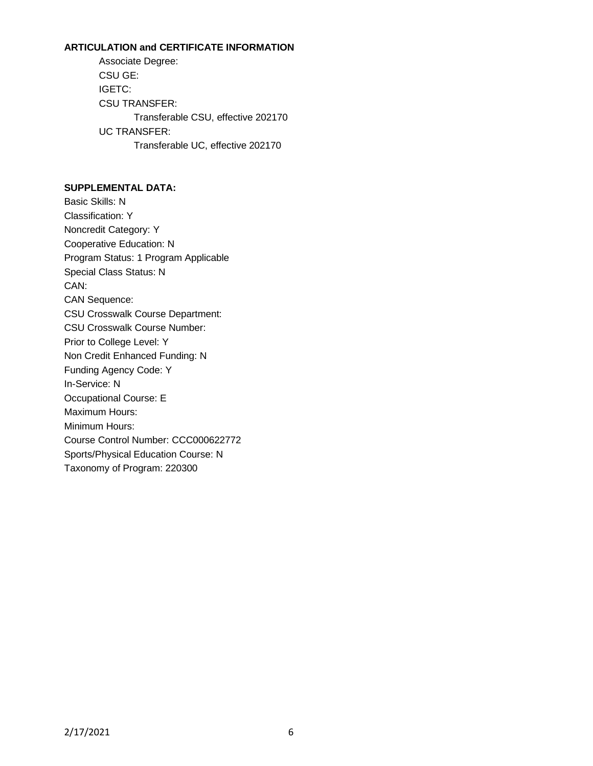**ARTICULATION and CERTIFICATE INFORMATION**

Associate Degree:

CSU GE:

IGETC:

CSU TRANSFER:

Transferable CSU, effective 202170

UC TRANSFER:

Transferable UC, effective 202170

**SUPPLEMENTAL DATA:**

Basic Skills: N
Classification: Y
Noncredit Category: Y
Cooperative Education: N
Program Status: 1 Program Applicable
Special Class Status: N
CAN:
CAN Sequence:
CSU Crosswalk Course Department:
CSU Crosswalk Course Number:
Prior to College Level: Y
Non Credit Enhanced Funding: N
Funding Agency Code: Y
In-Service: N
Occupational Course: E
Maximum Hours:
Minimum Hours:
Course Control Number: CCC000622772
Sports/Physical Education Course: N
Taxonomy of Program: 220300